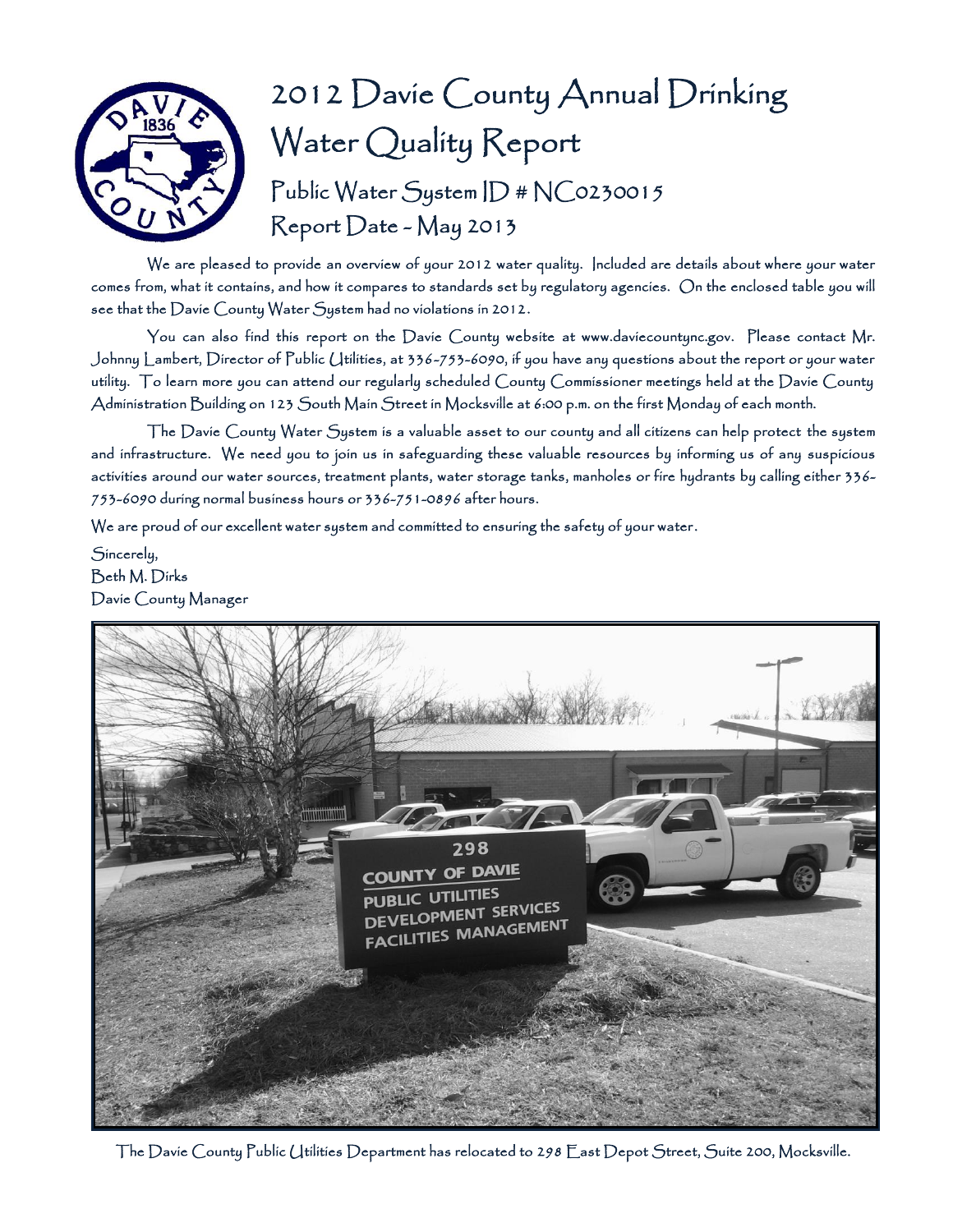# 2012 Davie County Annual Drinking Water Quality Report

## Public Water System ID # NC0230015

## Report Date - May 2013

We are pleased to provide an overview of your 2012 water quality. Included are details about where your water comes from, what it contains, and how it compares to standards set by regulatory agencies. On the enclosed table you will see that the Davie County Water System had no violations in 2012.

You can also find this report on the Davie County website at www.daviecountync.gov. Please contact Mr. Johnny Lambert, Director of Public Utilities, at 336-753-6090, if you have any questions about the report or your water utility. To learn more you can attend our regularly scheduled County Commissioner meetings held at the Davie County Administration Building on 123 South Main Street in Mocksville at 6:00 p.m. on the first Monday of each month.

The Davie County Water System is a valuable asset to our county and all citizens can help protect the system and infrastructure. We need you to join us in safeguarding these valuable resources by informing us of any suspicious activities around our water sources, treatment plants, water storage tanks, manholes or fire hydrants by calling either 336-753-6090 during normal business hours or 336-751-0896 after hours.

We are proud of our excellent water system and committed to ensuring the safety of your water.

Sincerely,
Beth M. Dirks
Davie County Manager

The Davie County Public Utilities Department has relocated to 298 East Depot Street, Suite 200, Mocksville.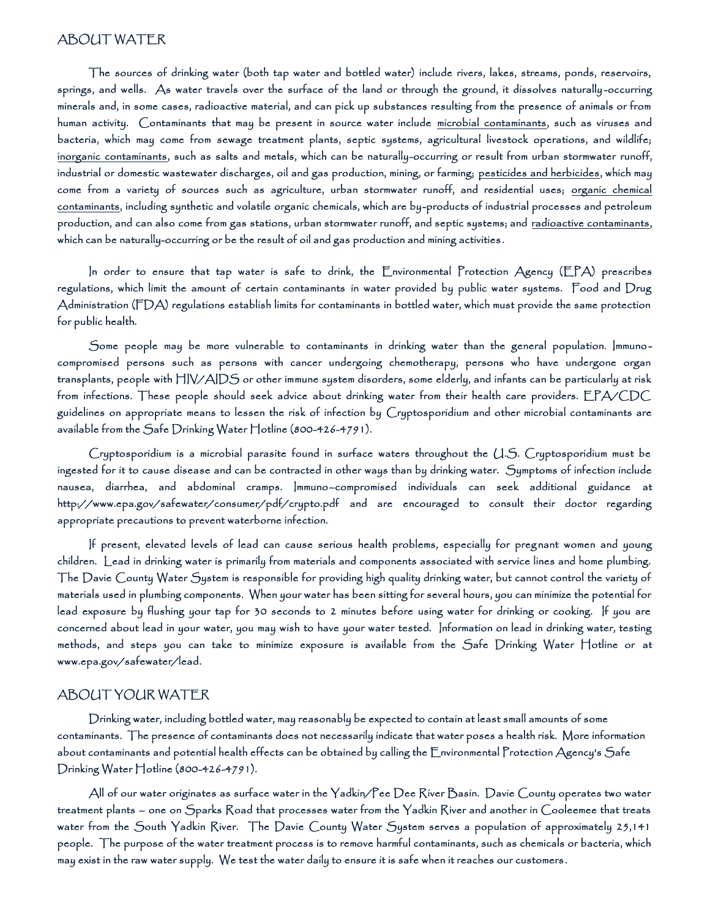## ABOUT WATER

The sources of drinking water (both tap water and bottled water) include rivers, lakes, streams, ponds, reservoirs, springs, and wells. As water travels over the surface of the land or through the ground, it dissolves naturally-occurring minerals and, in some cases, radioactive material, and can pick up substances resulting from the presence of animals or from human activity. Contaminants that may be present in source water include <u>microbial contaminants</u>, such as viruses and bacteria, which may come from sewage treatment plants, septic systems, agricultural livestock operations, and wildlife; <u>inorganic contaminants</u>, such as salts and metals, which can be naturally-occurring or result from urban stormwater runoff, industrial or domestic wastewater discharges, oil and gas production, mining, or farming; <u>pesticides and herbicides</u>, which may come from a variety of sources such as agriculture, urban stormwater runoff, and residential uses; <u>organic chemical contaminants</u>, including synthetic and volatile organic chemicals, which are by-products of industrial processes and petroleum production, and can also come from gas stations, urban stormwater runoff, and septic systems; and <u>radioactive contaminants</u>, which can be naturally-occurring or be the result of oil and gas production and mining activities.

In order to ensure that tap water is safe to drink, the Environmental Protection Agency (EPA) prescribes regulations, which limit the amount of certain contaminants in water provided by public water systems. Food and Drug Administration (FDA) regulations establish limits for contaminants in bottled water, which must provide the same protection for public health.

Some people may be more vulnerable to contaminants in drinking water than the general population. Immuno-compromised persons such as persons with cancer undergoing chemotherapy, persons who have undergone organ transplants, people with HIV/AIDS or other immune system disorders, some elderly, and infants can be particularly at risk from infections. These people should seek advice about drinking water from their health care providers. EPA/CDC guidelines on appropriate means to lessen the risk of infection by Cryptosporidium and other microbial contaminants are available from the Safe Drinking Water Hotline (800-426-4791).

Cryptosporidium is a microbial parasite found in surface waters throughout the U.S. Cryptosporidium must be ingested for it to cause disease and can be contracted in other ways than by drinking water. Symptoms of infection include nausea, diarrhea, and abdominal cramps. Immuno-compromised individuals can seek additional guidance at http://www.epa.gov/safewater/consumer/pdf/crypto.pdf and are encouraged to consult their doctor regarding appropriate precautions to prevent waterborne infection.

If present, elevated levels of lead can cause serious health problems, especially for pregnant women and young children. Lead in drinking water is primarily from materials and components associated with service lines and home plumbing. The Davie County Water System is responsible for providing high quality drinking water, but cannot control the variety of materials used in plumbing components. When your water has been sitting for several hours, you can minimize the potential for lead exposure by flushing your tap for 30 seconds to 2 minutes before using water for drinking or cooking. If you are concerned about lead in your water, you may wish to have your water tested. Information on lead in drinking water, testing methods, and steps you can take to minimize exposure is available from the Safe Drinking Water Hotline or at www.epa.gov/safewater/lead.

## ABOUT YOUR WATER

Drinking water, including bottled water, may reasonably be expected to contain at least small amounts of some contaminants. The presence of contaminants does not necessarily indicate that water poses a health risk. More information about contaminants and potential health effects can be obtained by calling the Environmental Protection Agency's Safe Drinking Water Hotline (800-426-4791).

All of our water originates as surface water in the Yadkin/Pee Dee River Basin. Davie County operates two water treatment plants – one on Sparks Road that processes water from the Yadkin River and another in Cooleemee that treats water from the South Yadkin River. The Davie County Water System serves a population of approximately 25,141 people. The purpose of the water treatment process is to remove harmful contaminants, such as chemicals or bacteria, which may exist in the raw water supply. We test the water daily to ensure it is safe when it reaches our customers.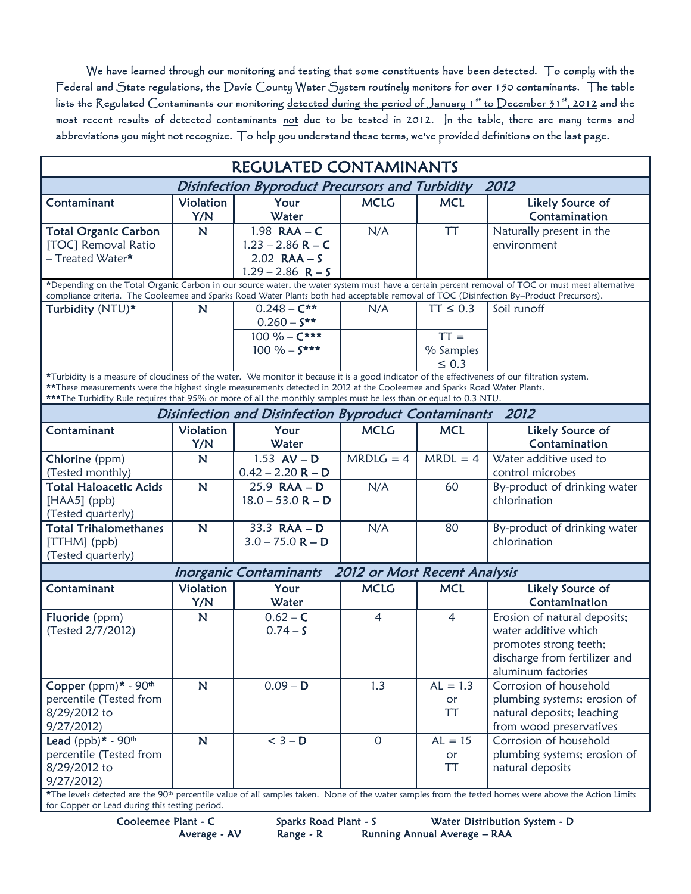We have learned through our monitoring and testing that some constituents have been detected. To comply with the Federal and State regulations, the Davie County Water System routinely monitors for over 150 contaminants. The table lists the Regulated Contaminants our monitoring detected during the period of January 1st to December 31st, 2012 and the most recent results of detected contaminants not due to be tested in 2012. In the table, there are many terms and abbreviations you might not recognize. To help you understand these terms, we've provided definitions on the last page.

# REGULATED CONTAMINANTS

## *Disinfection Byproduct Precursors and Turbidity 2012*

| Contaminant | Violation Y/N | Your Water | MCLG | MCL | Likely Source of Contamination |
|---|---|---|---|---|---|
| **Total Organic Carbon** [TOC] Removal Ratio – Treated Water* | N | 1.98 **RAA – C**<br>1.23 – 2.86 **R – C**<br>2.02 **RAA – S**<br>1.29 – 2.86 **R – S** | N/A | TT | Naturally present in the environment |

*Depending on the Total Organic Carbon in our source water, the water system must have a certain percent removal of TOC or must meet alternative compliance criteria. The Cooleemee and Sparks Road Water Plants both had acceptable removal of TOC (Disinfection By–Product Precursors).

| Contaminant | Violation Y/N | Your Water | MCLG | MCL | Likely Source of Contamination |
|---|---|---|---|---|---|
| **Turbidity** (NTU)* | N | 0.248 – **C****<br>0.260 – **S**** | N/A | TT ≤ 0.3 | Soil runoff |
| | | 100 % – **C*****<br>100 % – **S***** | | TT = % Samples ≤ 0.3 | |

*Turbidity is a measure of cloudiness of the water. We monitor it because it is a good indicator of the effectiveness of our filtration system.
**These measurements were the highest single measurements detected in 2012 at the Cooleemee and Sparks Road Water Plants.
***The Turbidity Rule requires that 95% or more of all the monthly samples must be less than or equal to 0.3 NTU.

## *Disinfection and Disinfection Byproduct Contaminants 2012*

| Contaminant | Violation Y/N | Your Water | MCLG | MCL | Likely Source of Contamination |
|---|---|---|---|---|---|
| **Chlorine** (ppm) (Tested monthly) | N | 1.53 **AV – D**<br>0.42 – 2.20 **R – D** | MRDLG = 4 | MRDL = 4 | Water additive used to control microbes |
| **Total Haloacetic Acids** [HAA5] (ppb) (Tested quarterly) | N | 25.9 **RAA – D**<br>18.0 – 53.0 **R – D** | N/A | 60 | By-product of drinking water chlorination |
| **Total Trihalomethanes** [TTHM] (ppb) (Tested quarterly) | N | 33.3 **RAA – D**<br>3.0 – 75.0 **R – D** | N/A | 80 | By-product of drinking water chlorination |

## *Inorganic Contaminants 2012 or Most Recent Analysis*

| Contaminant | Violation Y/N | Your Water | MCLG | MCL | Likely Source of Contamination |
|---|---|---|---|---|---|
| **Fluoride** (ppm) (Tested 2/7/2012) | N | 0.62 – **C**<br>0.74 – **S** | 4 | 4 | Erosion of natural deposits; water additive which promotes strong teeth; discharge from fertilizer and aluminum factories |
| **Copper** (ppm)* - 90th percentile (Tested from 8/29/2012 to 9/27/2012) | N | 0.09 – **D** | 1.3 | AL = 1.3 or TT | Corrosion of household plumbing systems; erosion of natural deposits; leaching from wood preservatives |
| **Lead** (ppb)* - 90th percentile (Tested from 8/29/2012 to 9/27/2012) | N | < 3 – **D** | 0 | AL = 15 or TT | Corrosion of household plumbing systems; erosion of natural deposits |

*The levels detected are the 90th percentile value of all samples taken. None of the water samples from the tested homes were above the Action Limits for Copper or Lead during this testing period.

**Cooleemee Plant - C** &nbsp;&nbsp; **Sparks Road Plant - S** &nbsp;&nbsp; **Water Distribution System - D**
**Average - AV** &nbsp;&nbsp; **Range - R** &nbsp;&nbsp; **Running Annual Average – RAA**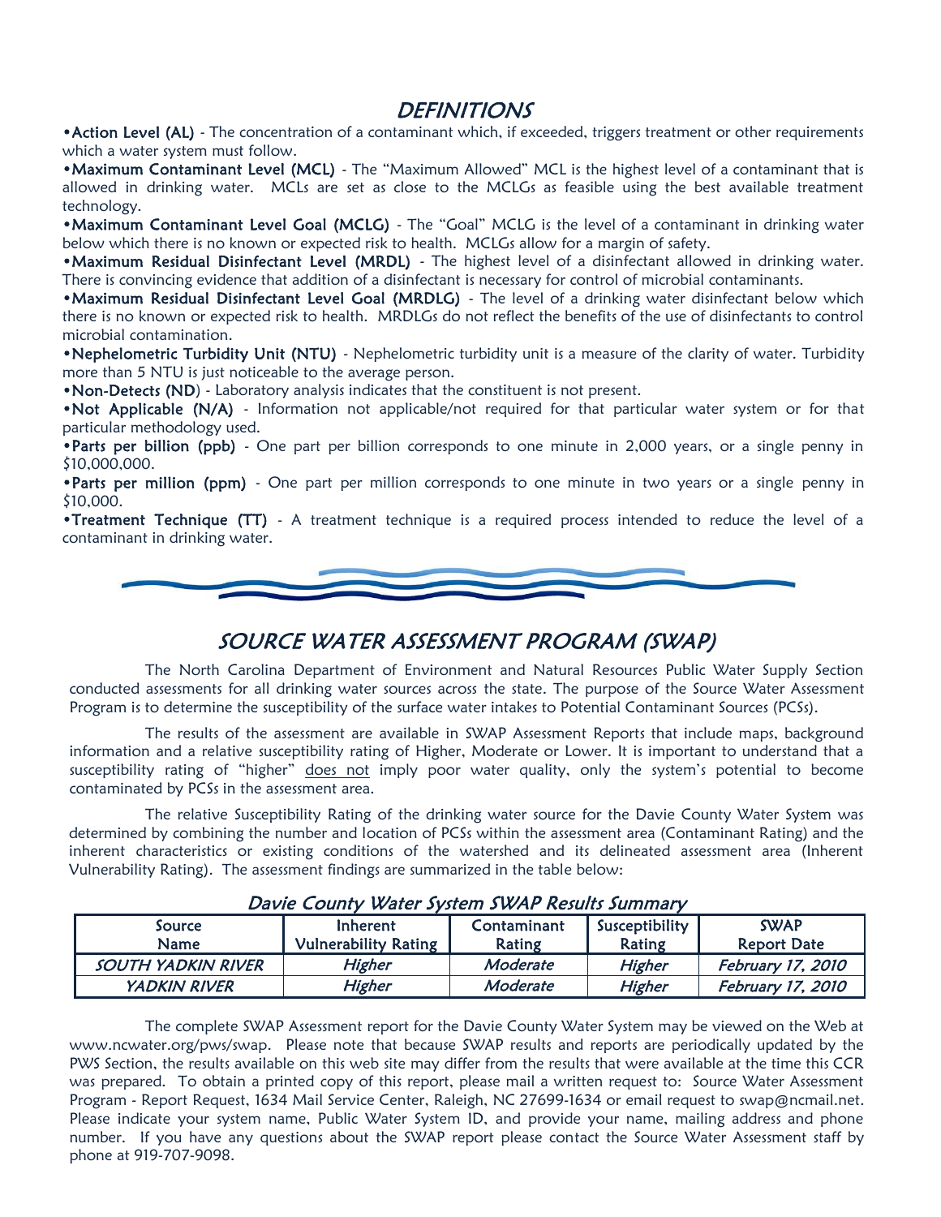## *DEFINITIONS*

•**Action Level (AL)** - The concentration of a contaminant which, if exceeded, triggers treatment or other requirements which a water system must follow.

•**Maximum Contaminant Level (MCL)** - The "Maximum Allowed" MCL is the highest level of a contaminant that is allowed in drinking water. MCLs are set as close to the MCLGs as feasible using the best available treatment technology.

•**Maximum Contaminant Level Goal (MCLG)** - The "Goal" MCLG is the level of a contaminant in drinking water below which there is no known or expected risk to health. MCLGs allow for a margin of safety.

•**Maximum Residual Disinfectant Level (MRDL)** - The highest level of a disinfectant allowed in drinking water. There is convincing evidence that addition of a disinfectant is necessary for control of microbial contaminants.

•**Maximum Residual Disinfectant Level Goal (MRDLG)** - The level of a drinking water disinfectant below which there is no known or expected risk to health. MRDLGs do not reflect the benefits of the use of disinfectants to control microbial contamination.

•**Nephelometric Turbidity Unit (NTU)** - Nephelometric turbidity unit is a measure of the clarity of water. Turbidity more than 5 NTU is just noticeable to the average person.

•**Non-Detects (ND**) - Laboratory analysis indicates that the constituent is not present.

•**Not Applicable (N/A)** - Information not applicable/not required for that particular water system or for that particular methodology used.

•**Parts per billion (ppb)** - One part per billion corresponds to one minute in 2,000 years, or a single penny in $10,000,000.

•**Parts per million (ppm)** - One part per million corresponds to one minute in two years or a single penny in $10,000.

•**Treatment Technique (TT)** - A treatment technique is a required process intended to reduce the level of a contaminant in drinking water.

## *SOURCE WATER ASSESSMENT PROGRAM (SWAP)*

The North Carolina Department of Environment and Natural Resources Public Water Supply Section conducted assessments for all drinking water sources across the state. The purpose of the Source Water Assessment Program is to determine the susceptibility of the surface water intakes to Potential Contaminant Sources (PCSs).

The results of the assessment are available in SWAP Assessment Reports that include maps, background information and a relative susceptibility rating of Higher, Moderate or Lower. It is important to understand that a susceptibility rating of "higher" does not imply poor water quality, only the system's potential to become contaminated by PCSs in the assessment area.

The relative Susceptibility Rating of the drinking water source for the Davie County Water System was determined by combining the number and location of PCSs within the assessment area (Contaminant Rating) and the inherent characteristics or existing conditions of the watershed and its delineated assessment area (Inherent Vulnerability Rating). The assessment findings are summarized in the table below:

*Davie County Water System SWAP Results Summary*

| Source Name | Inherent Vulnerability Rating | Contaminant Rating | Susceptibility Rating | SWAP Report Date |
|---|---|---|---|---|
| *SOUTH YADKIN RIVER* | *Higher* | *Moderate* | *Higher* | *February 17, 2010* |
| *YADKIN RIVER* | *Higher* | *Moderate* | *Higher* | *February 17, 2010* |

The complete SWAP Assessment report for the Davie County Water System may be viewed on the Web at www.ncwater.org/pws/swap. Please note that because SWAP results and reports are periodically updated by the PWS Section, the results available on this web site may differ from the results that were available at the time this CCR was prepared. To obtain a printed copy of this report, please mail a written request to: Source Water Assessment Program - Report Request, 1634 Mail Service Center, Raleigh, NC 27699-1634 or email request to swap@ncmail.net. Please indicate your system name, Public Water System ID, and provide your name, mailing address and phone number. If you have any questions about the SWAP report please contact the Source Water Assessment staff by phone at 919-707-9098.